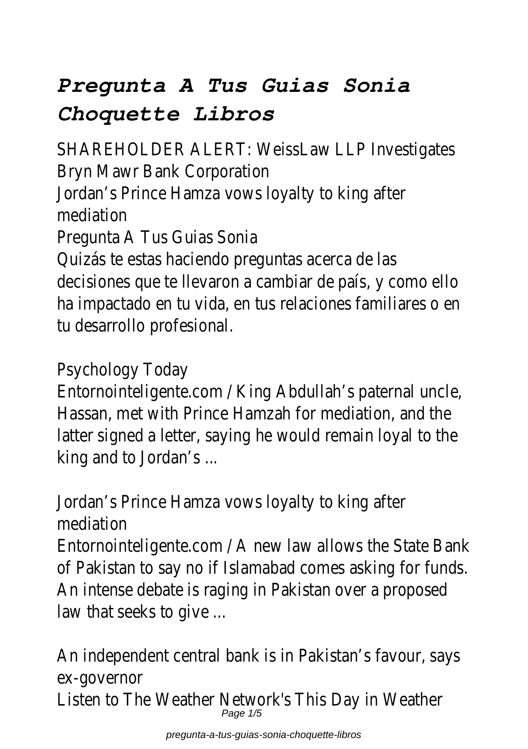# *Pregunta A Tus Guias Sonia Choquette Libros*

SHAREHOLDER ALERT: WeissLaw LLP Investigates Bryn Mawr Bank Corporation

Jordan's Prince Hamza vows loyalty to king after mediation

Pregunta A Tus Guias Sonia

Quizás te estas haciendo preguntas acerca de las decisiones que te llevaron a cambiar de país, y como ello ha impactado en tu vida, en tus relaciones familiares o en tu desarrollo profesional.

Psychology Today

Entornointeligente.com / King Abdullah's paternal uncle, Hassan, met with Prince Hamzah for mediation, and the latter signed a letter, saying he would remain loyal to the king and to Jordan's ...

Jordan's Prince Hamza vows loyalty to king after mediation

Entornointeligente.com / A new law allows the State Bank of Pakistan to say no if Islamabad comes asking for funds. An intense debate is raging in Pakistan over a proposed law that seeks to give ...

An independent central bank is in Pakistan's favour, says ex-governor

Listen to The Weather Network's This Day in Weather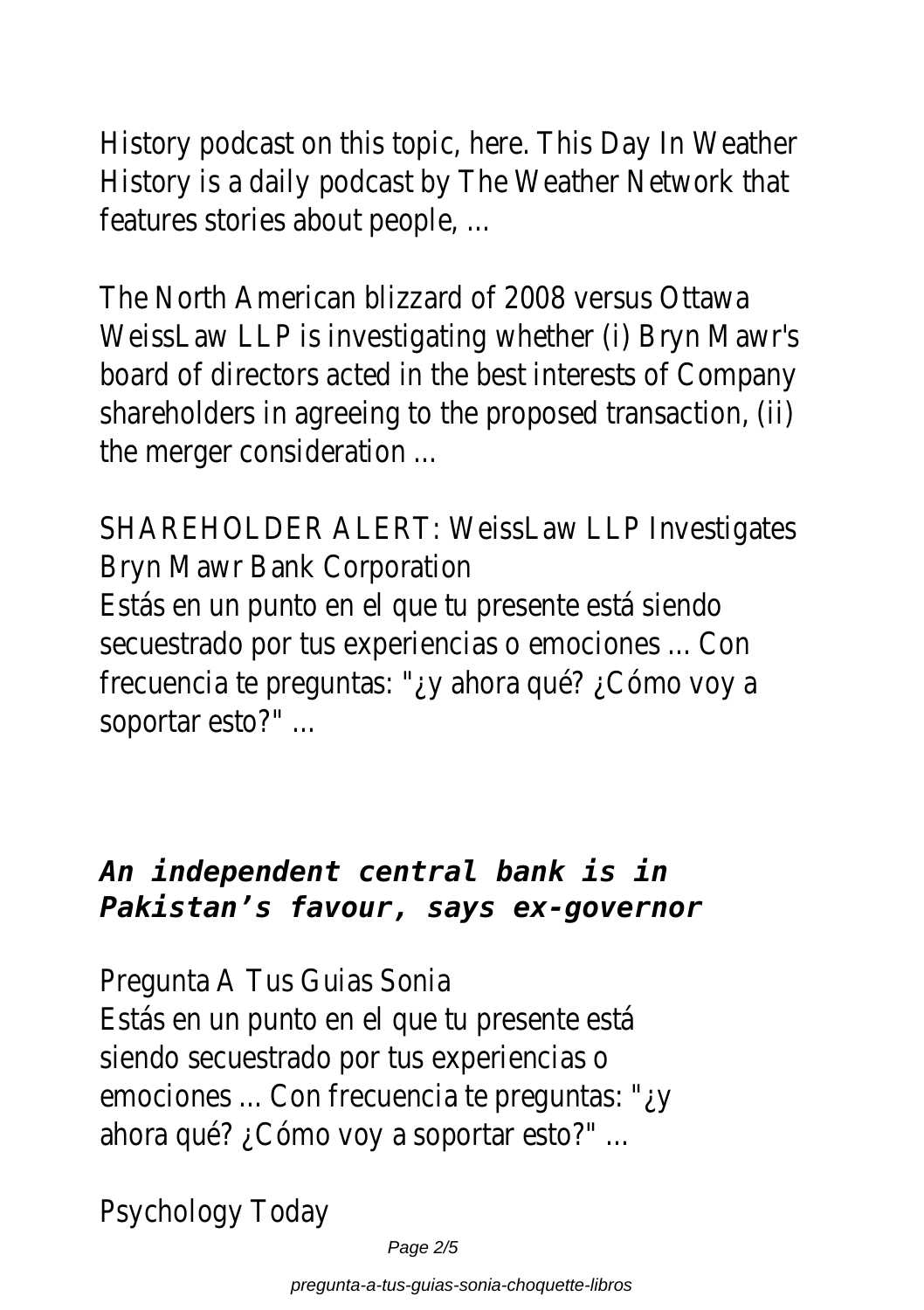History podcast on this topic, here. This Day In Weather History is a daily podcast by The Weather Network that features stories about people, ...

The North American blizzard of 2008 versus Ottawa
WeissLaw LLP is investigating whether (i) Bryn Mawr's board of directors acted in the best interests of Company shareholders in agreeing to the proposed transaction, (ii) the merger consideration ...

SHAREHOLDER ALERT: WeissLaw LLP Investigates Bryn Mawr Bank Corporation
Estás en un punto en el que tu presente está siendo secuestrado por tus experiencias o emociones ... Con frecuencia te preguntas: "¿y ahora qué? ¿Cómo voy a soportar esto?" ...

## *An independent central bank is in Pakistan's favour, says ex-governor*

Pregunta A Tus Guias Sonia
Estás en un punto en el que tu presente está siendo secuestrado por tus experiencias o emociones ... Con frecuencia te preguntas: "¿y ahora qué? ¿Cómo voy a soportar esto?" ...

Psychology Today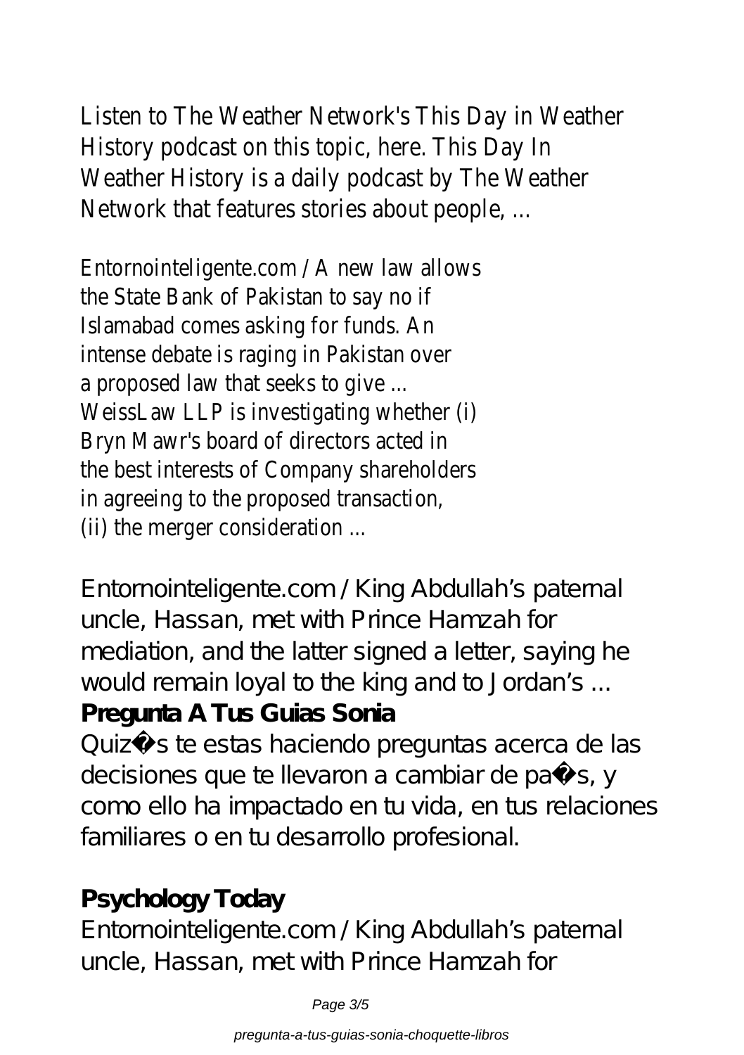Listen to The Weather Network's This Day in Weather History podcast on this topic, here. This Day In Weather History is a daily podcast by The Weather Network that features stories about people, ...

Entornointeligente.com / A new law allows the State Bank of Pakistan to say no if Islamabad comes asking for funds. An intense debate is raging in Pakistan over a proposed law that seeks to give ...
WeissLaw LLP is investigating whether (i) Bryn Mawr's board of directors acted in the best interests of Company shareholders in agreeing to the proposed transaction, (ii) the merger consideration ...

Entornointeligente.com / King Abdullah's paternal uncle, Hassan, met with Prince Hamzah for mediation, and the latter signed a letter, saying he would remain loyal to the king and to Jordan's ...

**Pregunta A Tus Guias Sonia**

Quizás te estas haciendo preguntas acerca de las decisiones que te llevaron a cambiar de país, y como ello ha impactado en tu vida, en tus relaciones familiares o en tu desarrollo profesional.

**Psychology Today**

Entornointeligente.com / King Abdullah's paternal uncle, Hassan, met with Prince Hamzah for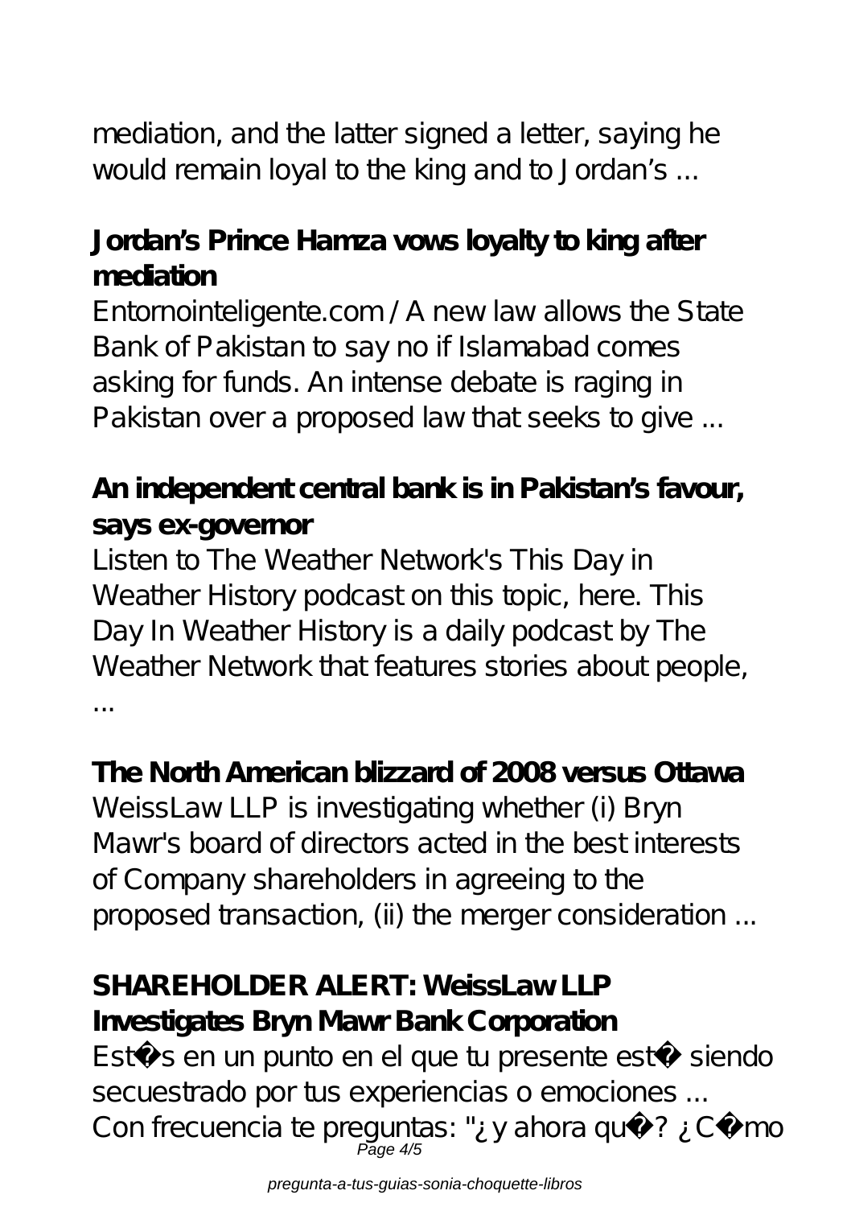mediation, and the latter signed a letter, saying he would remain loyal to the king and to Jordan's ...

**Jordan's Prince Hamza vows loyalty to king after mediation**

Entornointeligente.com / A new law allows the State Bank of Pakistan to say no if Islamabad comes asking for funds. An intense debate is raging in Pakistan over a proposed law that seeks to give ...

**An independent central bank is in Pakistan's favour, says ex-governor**

Listen to The Weather Network's This Day in Weather History podcast on this topic, here. This Day In Weather History is a daily podcast by The Weather Network that features stories about people, ...

**The North American blizzard of 2008 versus Ottawa**

WeissLaw LLP is investigating whether (i) Bryn Mawr's board of directors acted in the best interests of Company shareholders in agreeing to the proposed transaction, (ii) the merger consideration ...

**SHAREHOLDER ALERT: WeissLaw LLP Investigates Bryn Mawr Bank Corporation**

Estás en un punto en el que tu presente está siendo secuestrado por tus experiencias o emociones ... Con frecuencia te preguntas: "¿y ahora qué? ¿Cómo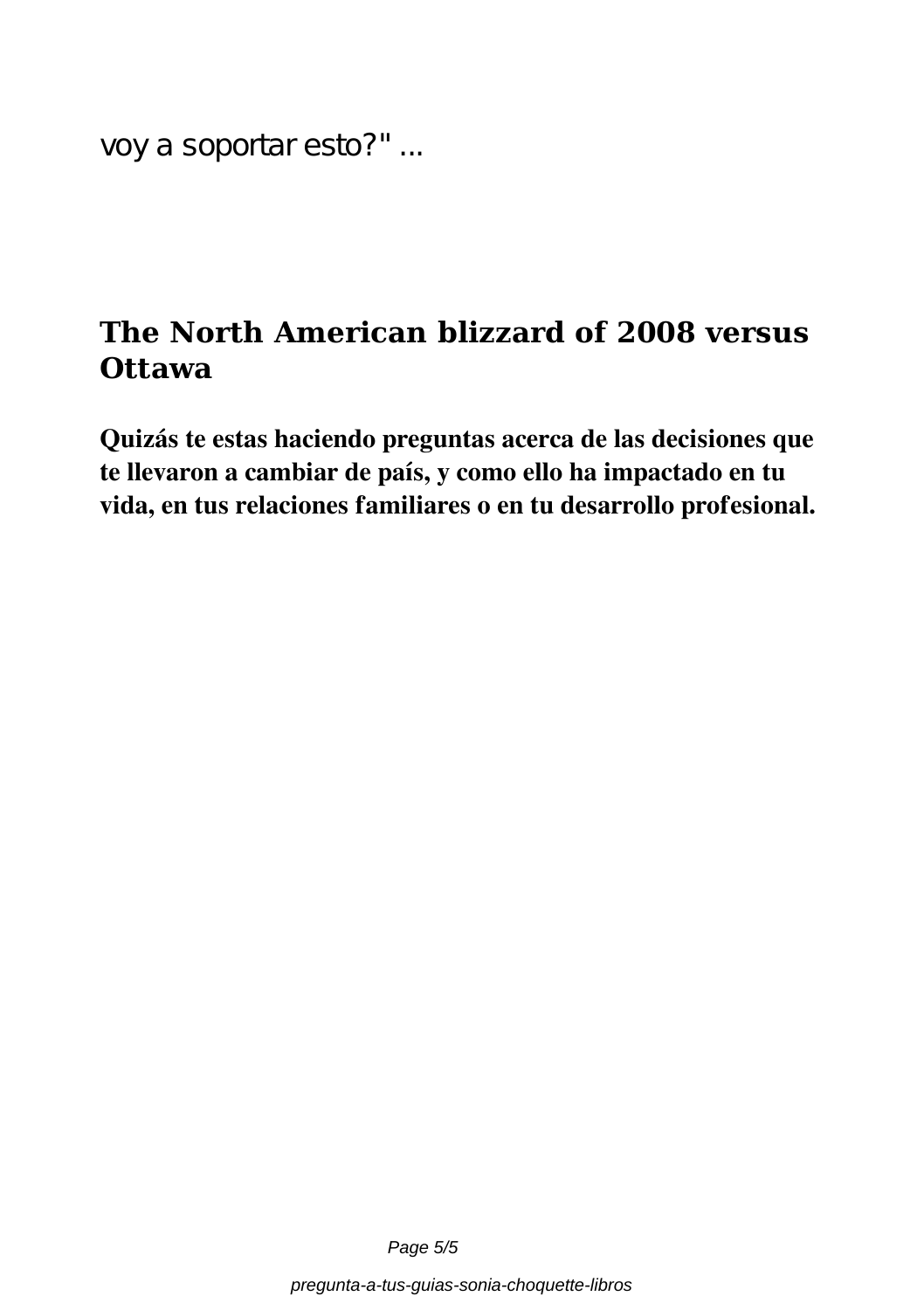voy a soportar esto?" ...

## The North American blizzard of 2008 versus Ottawa

**Quizás te estas haciendo preguntas acerca de las decisiones que te llevaron a cambiar de país, y como ello ha impactado en tu vida, en tus relaciones familiares o en tu desarrollo profesional.**